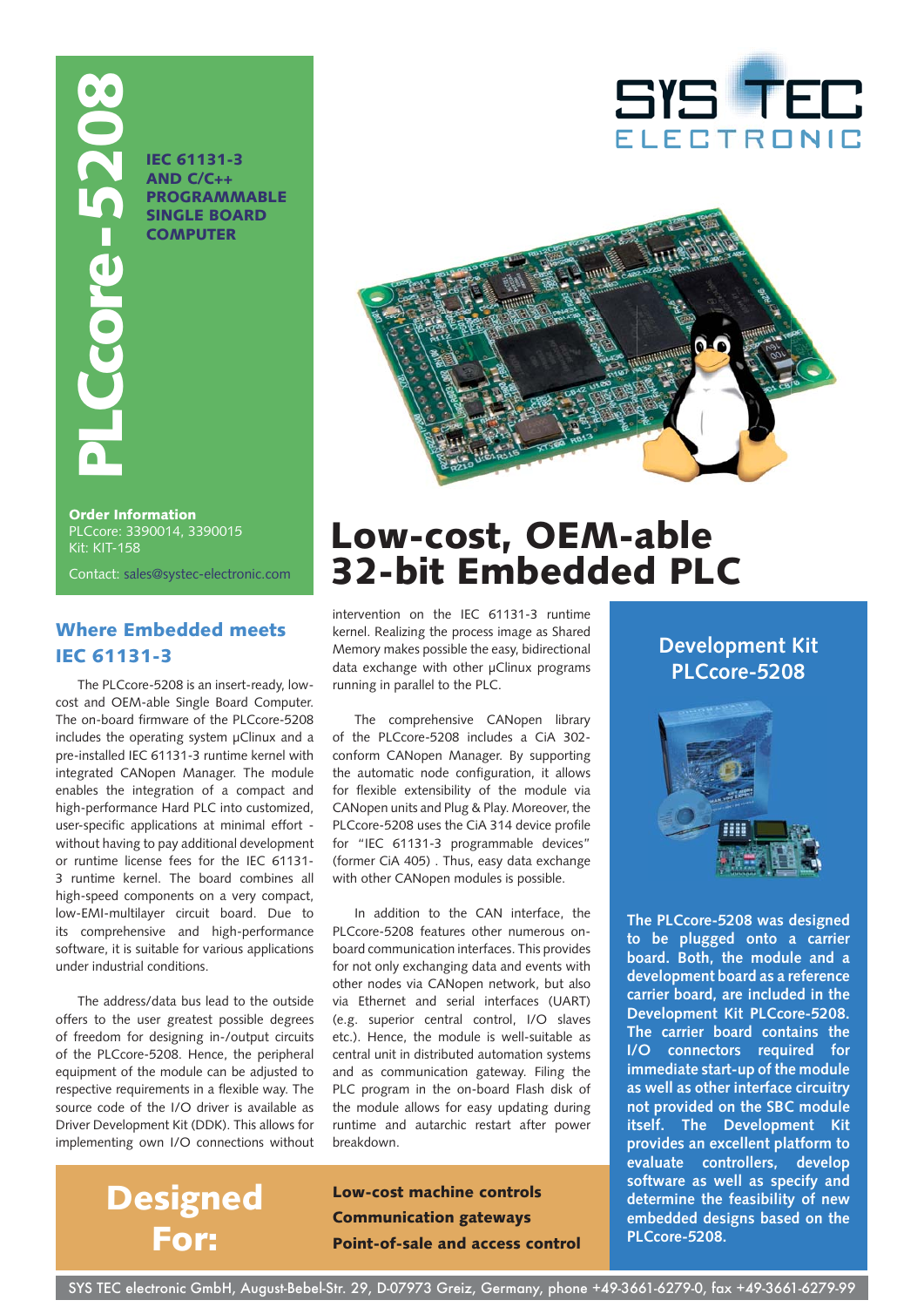# PLCcore-5208

**IEC 61131-3 AND C/C++ PROGRAMMABLE SINGLE BOARD COMPUTER**

**Order Information**
PLCcore: 3390014, 3390015
Kit: KIT-158

Contact: sales@systec-electronic.com

# Low-cost, OEM-able 32-bit Embedded PLC

## Where Embedded meets IEC 61131-3

The PLCcore-5208 is an insert-ready, low-cost and OEM-able Single Board Computer. The on-board firmware of the PLCcore-5208 includes the operating system µClinux and a pre-installed IEC 61131-3 runtime kernel with integrated CANopen Manager. The module enables the integration of a compact and high-performance Hard PLC into customized, user-specific applications at minimal effort - without having to pay additional development or runtime license fees for the IEC 61131-3 runtime kernel. The board combines all high-speed components on a very compact, low-EMI-multilayer circuit board. Due to its comprehensive and high-performance software, it is suitable for various applications under industrial conditions.

The address/data bus lead to the outside offers to the user greatest possible degrees of freedom for designing in-/output circuits of the PLCcore-5208. Hence, the peripheral equipment of the module can be adjusted to respective requirements in a flexible way. The source code of the I/O driver is available as Driver Development Kit (DDK). This allows for implementing own I/O connections without intervention on the IEC 61131-3 runtime kernel. Realizing the process image as Shared Memory makes possible the easy, bidirectional data exchange with other µClinux programs running in parallel to the PLC.

The comprehensive CANopen library of the PLCcore-5208 includes a CiA 302-conform CANopen Manager. By supporting the automatic node configuration, it allows for flexible extensibility of the module via CANopen units and Plug & Play. Moreover, the PLCcore-5208 uses the CiA 314 device profile for "IEC 61131-3 programmable devices" (former CiA 405) . Thus, easy data exchange with other CANopen modules is possible.

In addition to the CAN interface, the PLCcore-5208 features other numerous on-board communication interfaces. This provides for not only exchanging data and events with other nodes via CANopen network, but also via Ethernet and serial interfaces (UART) (e.g. superior central control, I/O slaves etc.). Hence, the module is well-suitable as central unit in distributed automation systems and as communication gateway. Filing the PLC program in the on-board Flash disk of the module allows for easy updating during runtime and autarchic restart after power breakdown.

## Development Kit PLCcore-5208

**The PLCcore-5208 was designed to be plugged onto a carrier board. Both, the module and a development board as a reference carrier board, are included in the Development Kit PLCcore-5208. The carrier board contains the I/O connectors required for immediate start-up of the module as well as other interface circuitry not provided on the SBC module itself. The Development Kit provides an excellent platform to evaluate controllers, develop software as well as specify and determine the feasibility of new embedded designs based on the PLCcore-5208.**

## Designed For:

- **Low-cost machine controls**
- **Communication gateways**
- **Point-of-sale and access control**

SYS TEC electronic GmbH, August-Bebel-Str. 29, D-07973 Greiz, Germany, phone +49-3661-6279-0, fax +49-3661-6279-99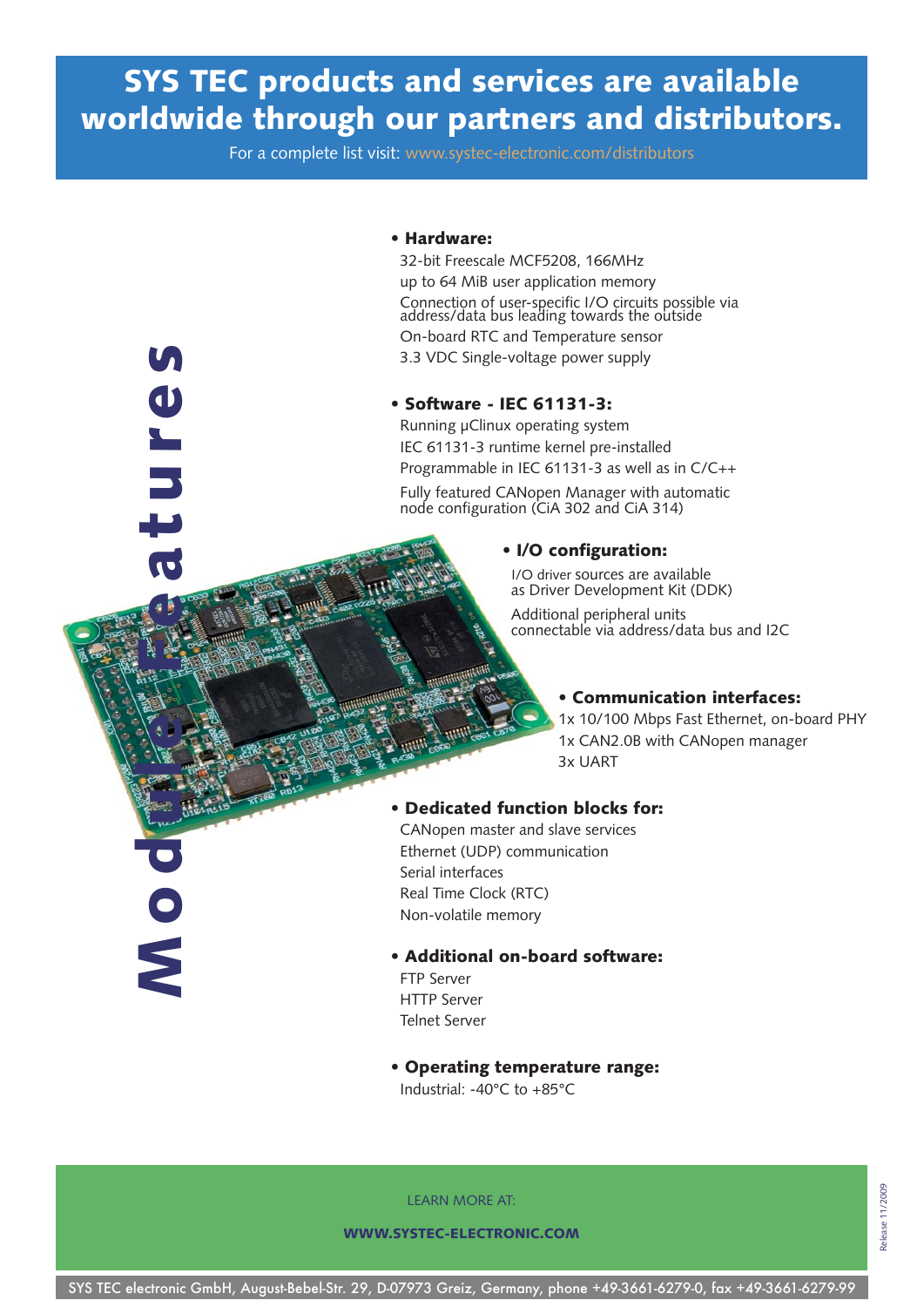# SYS TEC products and services are available worldwide through our partners and distributors.

For a complete list visit: www.systec-electronic.com/distributors

## Module Features

- **Hardware:**
  32-bit Freescale MCF5208, 166MHz
  up to 64 MiB user application memory
  Connection of user-specific I/O circuits possible via address/data bus leading towards the outside
  On-board RTC and Temperature sensor
  3.3 VDC Single-voltage power supply

- **Software - IEC 61131-3:**
  Running µClinux operating system
  IEC 61131-3 runtime kernel pre-installed
  Programmable in IEC 61131-3 as well as in C/C++
  Fully featured CANopen Manager with automatic node configuration (CiA 302 and CiA 314)

- **I/O configuration:**
  I/O driver sources are available as Driver Development Kit (DDK)
  Additional peripheral units connectable via address/data bus and I2C

- **Communication interfaces:**
  1x 10/100 Mbps Fast Ethernet, on-board PHY
  1x CAN2.0B with CANopen manager
  3x UART

- **Dedicated function blocks for:**
  CANopen master and slave services
  Ethernet (UDP) communication
  Serial interfaces
  Real Time Clock (RTC)
  Non-volatile memory

- **Additional on-board software:**
  FTP Server
  HTTP Server
  Telnet Server

- **Operating temperature range:**
  Industrial: -40°C to +85°C

LEARN MORE AT:

**WWW.SYSTEC-ELECTRONIC.COM**

Release 11/2009

SYS TEC electronic GmbH, August-Bebel-Str. 29, D-07973 Greiz, Germany, phone +49-3661-6279-0, fax +49-3661-6279-99